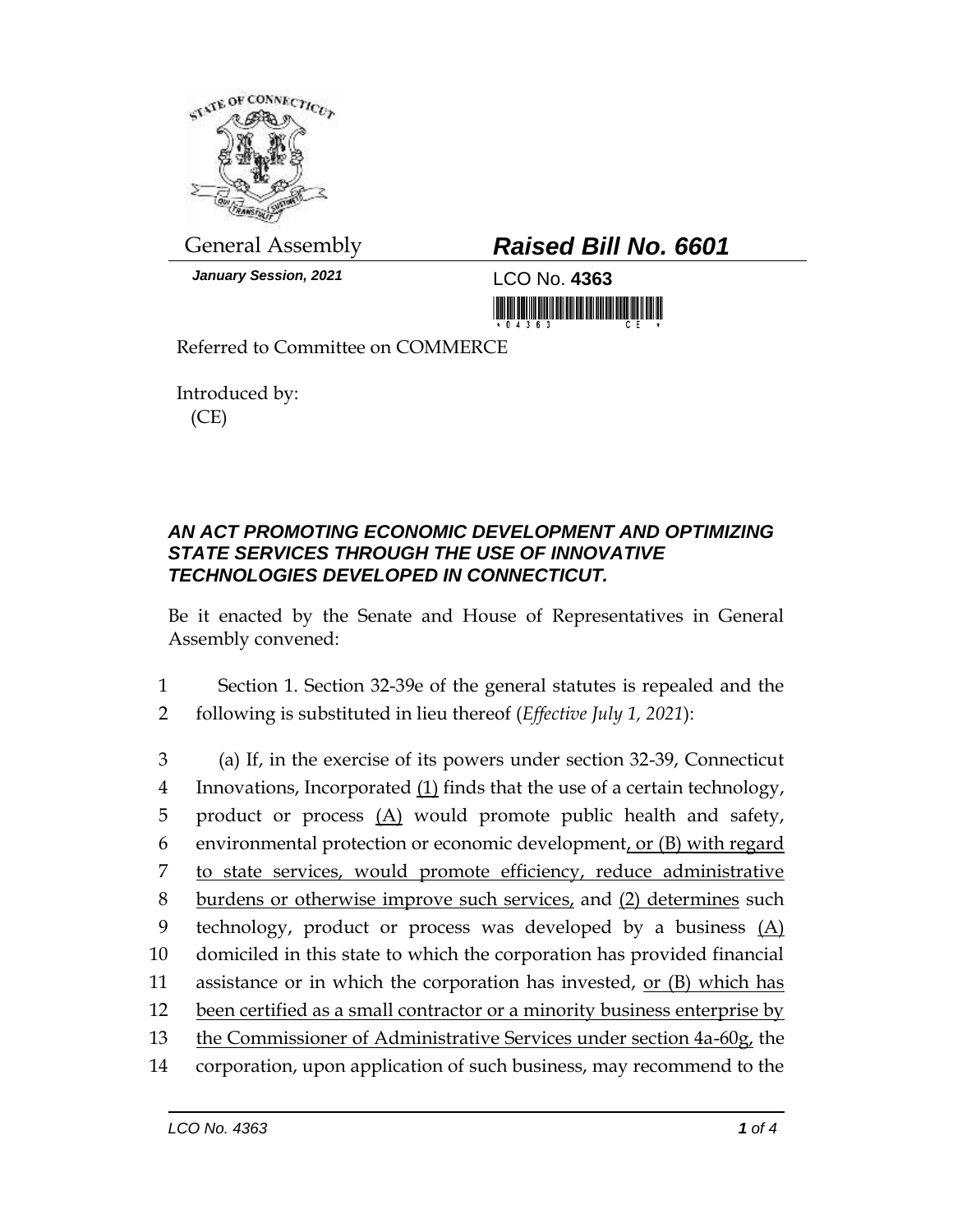General Assembly

*January Session, 2021*

# *Raised Bill No. 6601*

LCO No. **4363**

Referred to Committee on COMMERCE

Introduced by:
(CE)

***AN ACT PROMOTING ECONOMIC DEVELOPMENT AND OPTIMIZING STATE SERVICES THROUGH THE USE OF INNOVATIVE TECHNOLOGIES DEVELOPED IN CONNECTICUT.***

Be it enacted by the Senate and House of Representatives in General Assembly convened:

1 Section 1. Section 32-39e of the general statutes is repealed and the
2 following is substituted in lieu thereof (*Effective July 1, 2021*):

3 (a) If, in the exercise of its powers under section 32-39, Connecticut
4 Innovations, Incorporated <u>(1)</u> finds that the use of a certain technology,
5 product or process <u>(A)</u> would promote public health and safety,
6 environmental protection or economic development<u>, or (B) with regard</u>
7 <u>to state services, would promote efficiency, reduce administrative</u>
8 <u>burdens or otherwise improve such services,</u> and <u>(2) determines</u> such
9 technology, product or process was developed by a business <u>(A)</u>
10 domiciled in this state to which the corporation has provided financial
11 assistance or in which the corporation has invested, <u>or (B) which has</u>
12 <u>been certified as a small contractor or a minority business enterprise by</u>
13 <u>the Commissioner of Administrative Services under section 4a-60g,</u> the
14 corporation, upon application of such business, may recommend to the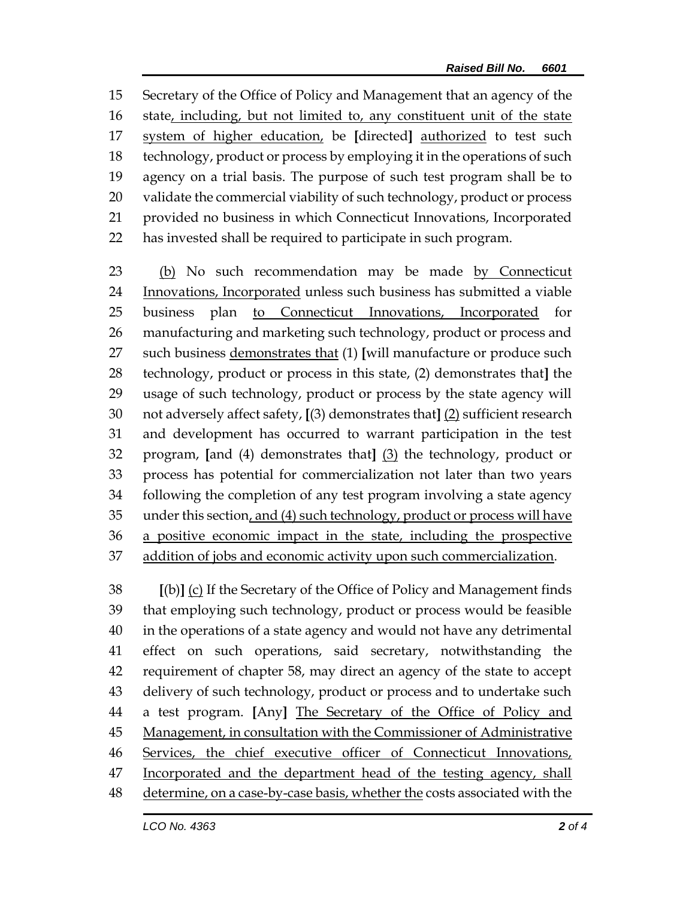Secretary of the Office of Policy and Management that an agency of the state, including, but not limited to, any constituent unit of the state system of higher education, be [directed] authorized to test such technology, product or process by employing it in the operations of such agency on a trial basis. The purpose of such test program shall be to validate the commercial viability of such technology, product or process provided no business in which Connecticut Innovations, Incorporated has invested shall be required to participate in such program.

(b) No such recommendation may be made by Connecticut Innovations, Incorporated unless such business has submitted a viable business plan to Connecticut Innovations, Incorporated for manufacturing and marketing such technology, product or process and such business demonstrates that (1) [will manufacture or produce such technology, product or process in this state, (2) demonstrates that] the usage of such technology, product or process by the state agency will not adversely affect safety, [(3) demonstrates that] (2) sufficient research and development has occurred to warrant participation in the test program, [and (4) demonstrates that] (3) the technology, product or process has potential for commercialization not later than two years following the completion of any test program involving a state agency under this section, and (4) such technology, product or process will have a positive economic impact in the state, including the prospective addition of jobs and economic activity upon such commercialization.

[(b)] (c) If the Secretary of the Office of Policy and Management finds that employing such technology, product or process would be feasible in the operations of a state agency and would not have any detrimental effect on such operations, said secretary, notwithstanding the requirement of chapter 58, may direct an agency of the state to accept delivery of such technology, product or process and to undertake such a test program. [Any] The Secretary of the Office of Policy and Management, in consultation with the Commissioner of Administrative Services, the chief executive officer of Connecticut Innovations, Incorporated and the department head of the testing agency, shall determine, on a case-by-case basis, whether the costs associated with the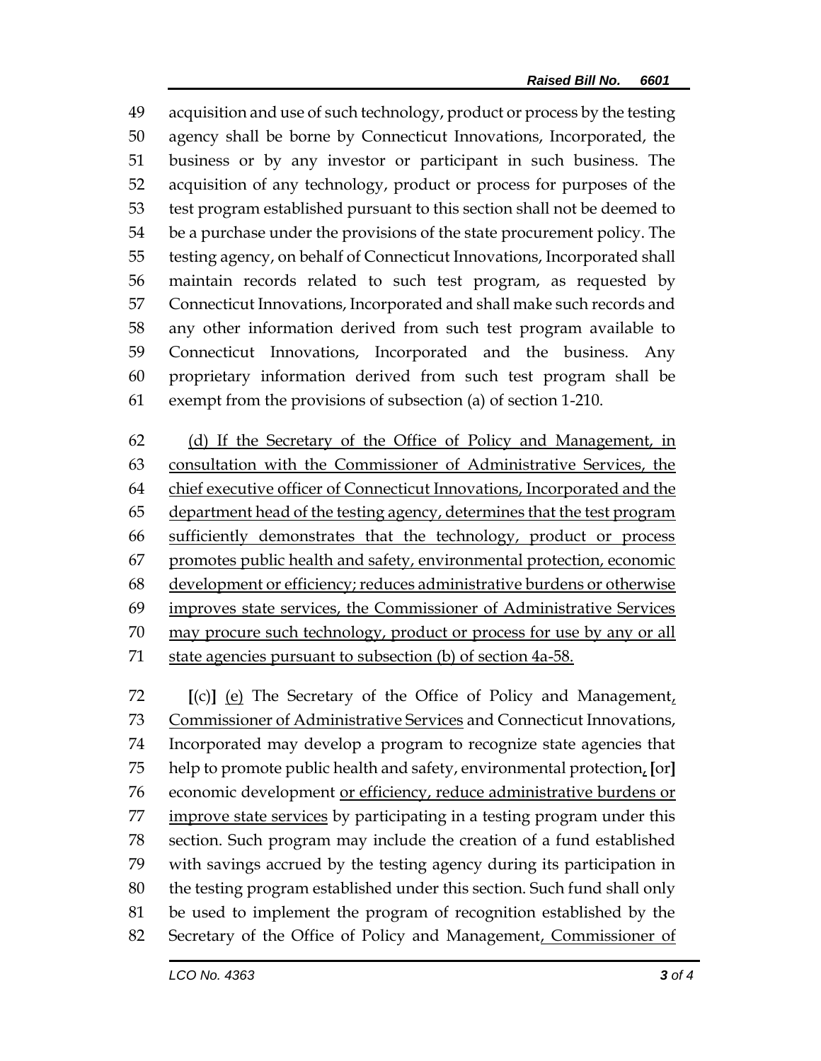49 acquisition and use of such technology, product or process by the testing
50 agency shall be borne by Connecticut Innovations, Incorporated, the
51 business or by any investor or participant in such business. The
52 acquisition of any technology, product or process for purposes of the
53 test program established pursuant to this section shall not be deemed to
54 be a purchase under the provisions of the state procurement policy. The
55 testing agency, on behalf of Connecticut Innovations, Incorporated shall
56 maintain records related to such test program, as requested by
57 Connecticut Innovations, Incorporated and shall make such records and
58 any other information derived from such test program available to
59 Connecticut Innovations, Incorporated and the business. Any
60 proprietary information derived from such test program shall be
61 exempt from the provisions of subsection (a) of section 1-210.

62 <u>(d) If the Secretary of the Office of Policy and Management, in</u>
63 <u>consultation with the Commissioner of Administrative Services, the</u>
64 <u>chief executive officer of Connecticut Innovations, Incorporated and the</u>
65 <u>department head of the testing agency, determines that the test program</u>
66 <u>sufficiently demonstrates that the technology, product or process</u>
67 <u>promotes public health and safety, environmental protection, economic</u>
68 <u>development or efficiency; reduces administrative burdens or otherwise</u>
69 <u>improves state services, the Commissioner of Administrative Services</u>
70 <u>may procure such technology, product or process for use by any or all</u>
71 <u>state agencies pursuant to subsection (b) of section 4a-58.</u>

72 **[**(c)**]** <u>(e)</u> The Secretary of the Office of Policy and Management<u>,</u>
73 <u>Commissioner of Administrative Services</u> and Connecticut Innovations,
74 Incorporated may develop a program to recognize state agencies that
75 help to promote public health and safety, environmental protection<u>,</u> **[**or**]**
76 economic development <u>or efficiency, reduce administrative burdens or</u>
77 <u>improve state services</u> by participating in a testing program under this
78 section. Such program may include the creation of a fund established
79 with savings accrued by the testing agency during its participation in
80 the testing program established under this section. Such fund shall only
81 be used to implement the program of recognition established by the
82 Secretary of the Office of Policy and Management<u>, Commissioner of</u>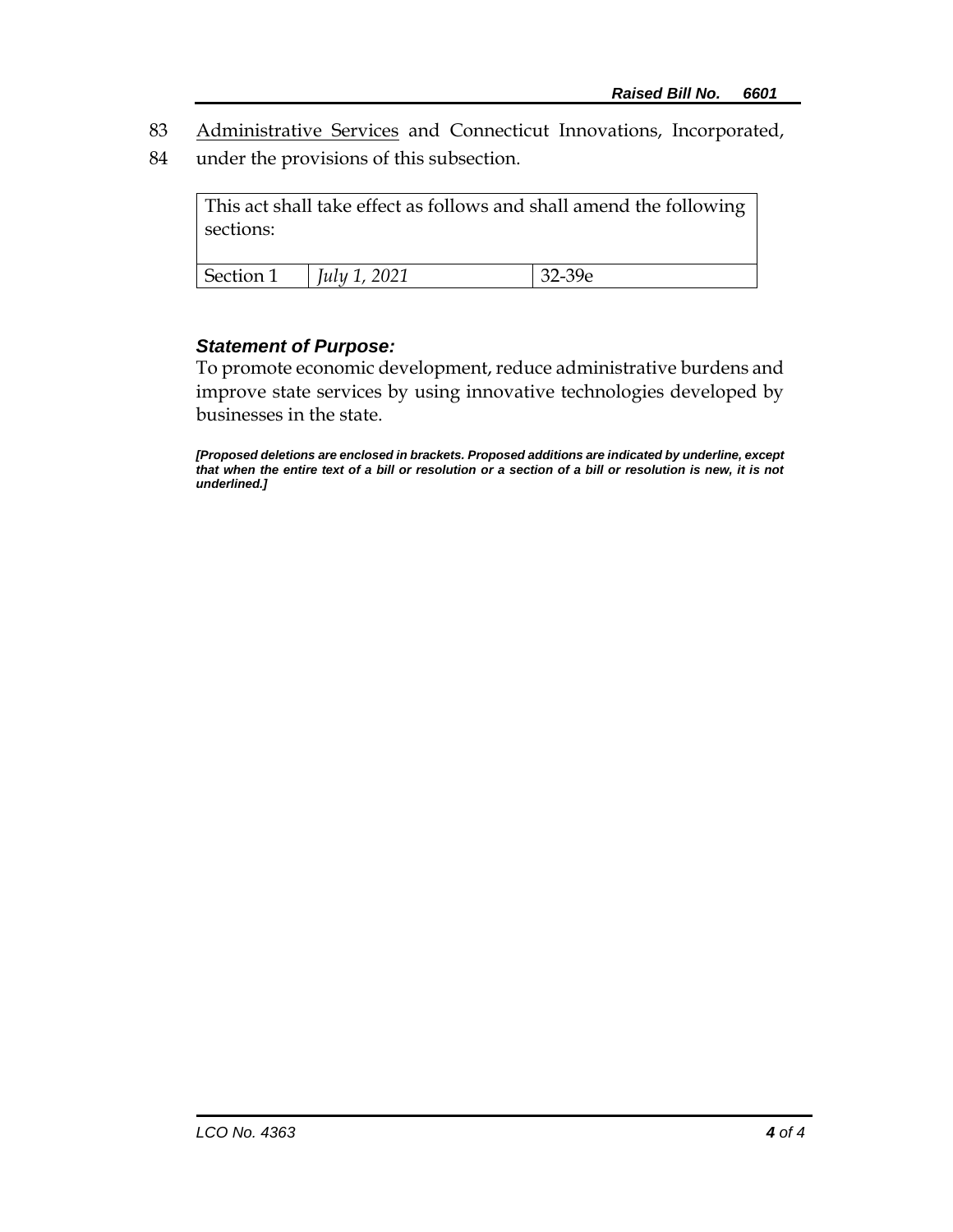83 <u>Administrative Services</u> and Connecticut Innovations, Incorporated,
84 under the provisions of this subsection.

| This act shall take effect as follows and shall amend the following sections: | | |
|---|---|---|
| Section 1 | *July 1, 2021* | 32-39e |

### *Statement of Purpose:*

To promote economic development, reduce administrative burdens and improve state services by using innovative technologies developed by businesses in the state.

***[Proposed deletions are enclosed in brackets. Proposed additions are indicated by underline, except that when the entire text of a bill or resolution or a section of a bill or resolution is new, it is not underlined.]***